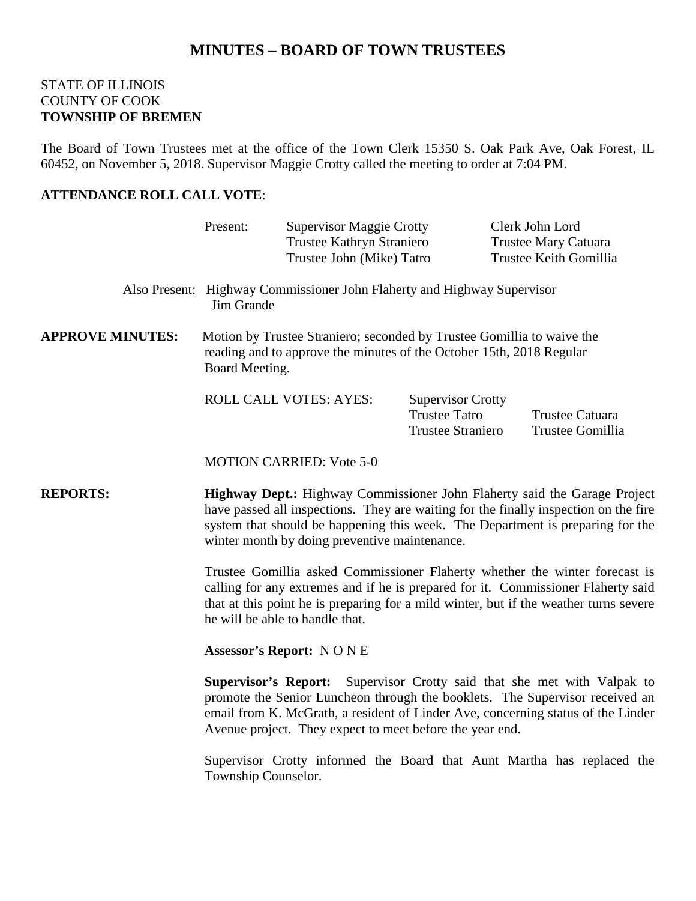# MINUTES – BOARD OF TOWN TRUSTEES

STATE OF ILLINOIS
COUNTY OF COOK
**TOWNSHIP OF BREMEN**

The Board of Town Trustees met at the office of the Town Clerk 15350 S. Oak Park Ave, Oak Forest, IL 60452, on November 5, 2018. Supervisor Maggie Crotty called the meeting to order at 7:04 PM.

**ATTENDANCE ROLL CALL VOTE**:

Present: Supervisor Maggie Crotty, Clerk John Lord, Trustee Kathryn Straniero, Trustee Mary Catuara, Trustee John (Mike) Tatro, Trustee Keith Gomillia

Also Present: Highway Commissioner John Flaherty and Highway Supervisor Jim Grande

**APPROVE MINUTES:** Motion by Trustee Straniero; seconded by Trustee Gomillia to waive the reading and to approve the minutes of the October 15th, 2018 Regular Board Meeting.

ROLL CALL VOTES: AYES: Supervisor Crotty, Trustee Tatro, Trustee Catuara, Trustee Straniero, Trustee Gomillia

MOTION CARRIED: Vote 5-0

**REPORTS:**

**Highway Dept.:** Highway Commissioner John Flaherty said the Garage Project have passed all inspections. They are waiting for the finally inspection on the fire system that should be happening this week. The Department is preparing for the winter month by doing preventive maintenance.

Trustee Gomillia asked Commissioner Flaherty whether the winter forecast is calling for any extremes and if he is prepared for it. Commissioner Flaherty said that at this point he is preparing for a mild winter, but if the weather turns severe he will be able to handle that.

**Assessor's Report:** N O N E

**Supervisor's Report:** Supervisor Crotty said that she met with Valpak to promote the Senior Luncheon through the booklets. The Supervisor received an email from K. McGrath, a resident of Linder Ave, concerning status of the Linder Avenue project. They expect to meet before the year end.

Supervisor Crotty informed the Board that Aunt Martha has replaced the Township Counselor.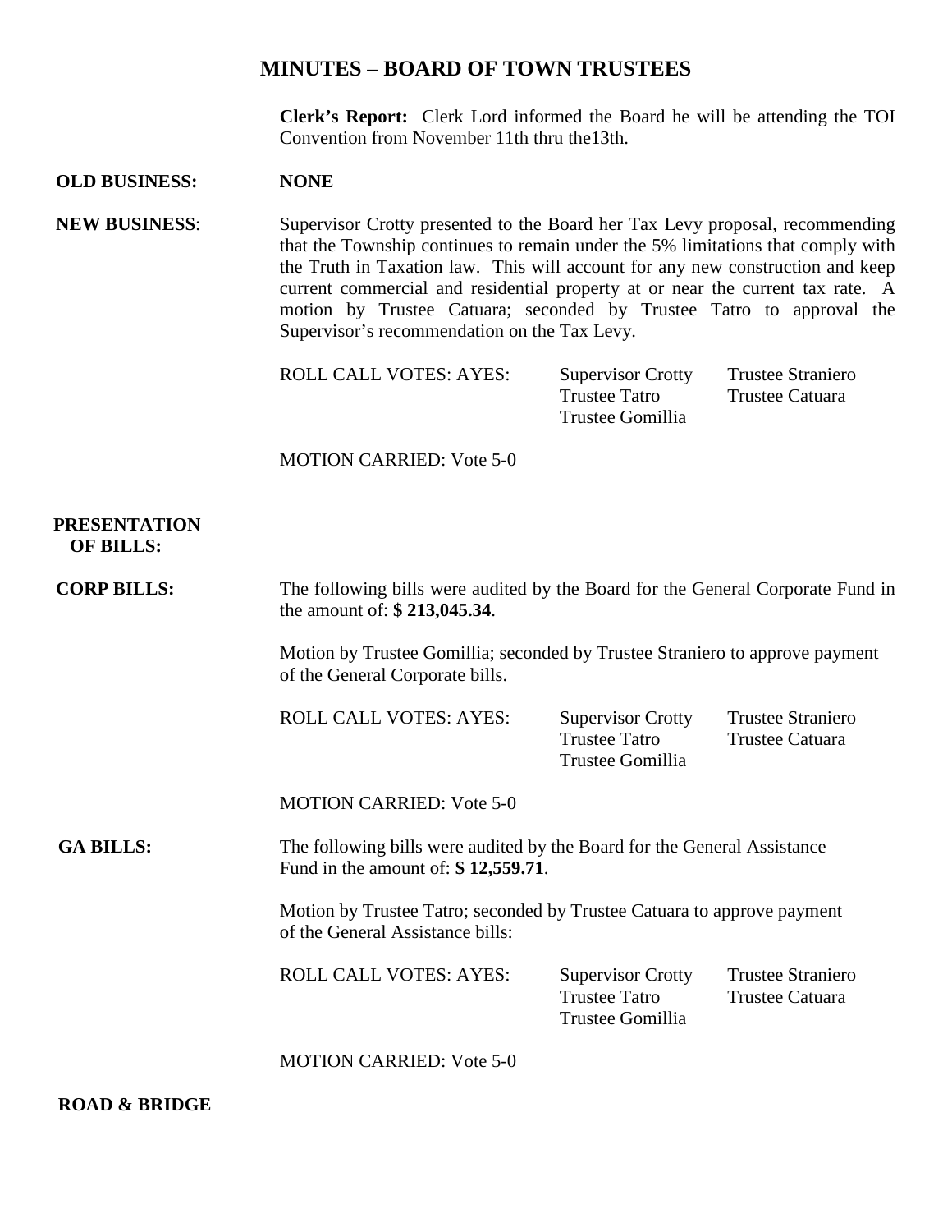# MINUTES – BOARD OF TOWN TRUSTEES

**Clerk's Report:** Clerk Lord informed the Board he will be attending the TOI Convention from November 11th thru the13th.

**OLD BUSINESS:** **NONE**

**NEW BUSINESS**: Supervisor Crotty presented to the Board her Tax Levy proposal, recommending that the Township continues to remain under the 5% limitations that comply with the Truth in Taxation law. This will account for any new construction and keep current commercial and residential property at or near the current tax rate. A motion by Trustee Catuara; seconded by Trustee Tatro to approval the Supervisor's recommendation on the Tax Levy.

ROLL CALL VOTES: AYES: Supervisor Crotty, Trustee Straniero, Trustee Tatro, Trustee Catuara, Trustee Gomillia

MOTION CARRIED: Vote 5-0

**PRESENTATION OF BILLS:**

**CORP BILLS:** The following bills were audited by the Board for the General Corporate Fund in the amount of: **$ 213,045.34**.

Motion by Trustee Gomillia; seconded by Trustee Straniero to approve payment of the General Corporate bills.

ROLL CALL VOTES: AYES: Supervisor Crotty, Trustee Straniero, Trustee Tatro, Trustee Catuara, Trustee Gomillia

MOTION CARRIED: Vote 5-0

**GA BILLS:** The following bills were audited by the Board for the General Assistance Fund in the amount of: **$ 12,559.71**.

Motion by Trustee Tatro; seconded by Trustee Catuara to approve payment of the General Assistance bills:

ROLL CALL VOTES: AYES: Supervisor Crotty, Trustee Straniero, Trustee Tatro, Trustee Catuara, Trustee Gomillia

MOTION CARRIED: Vote 5-0

**ROAD & BRIDGE**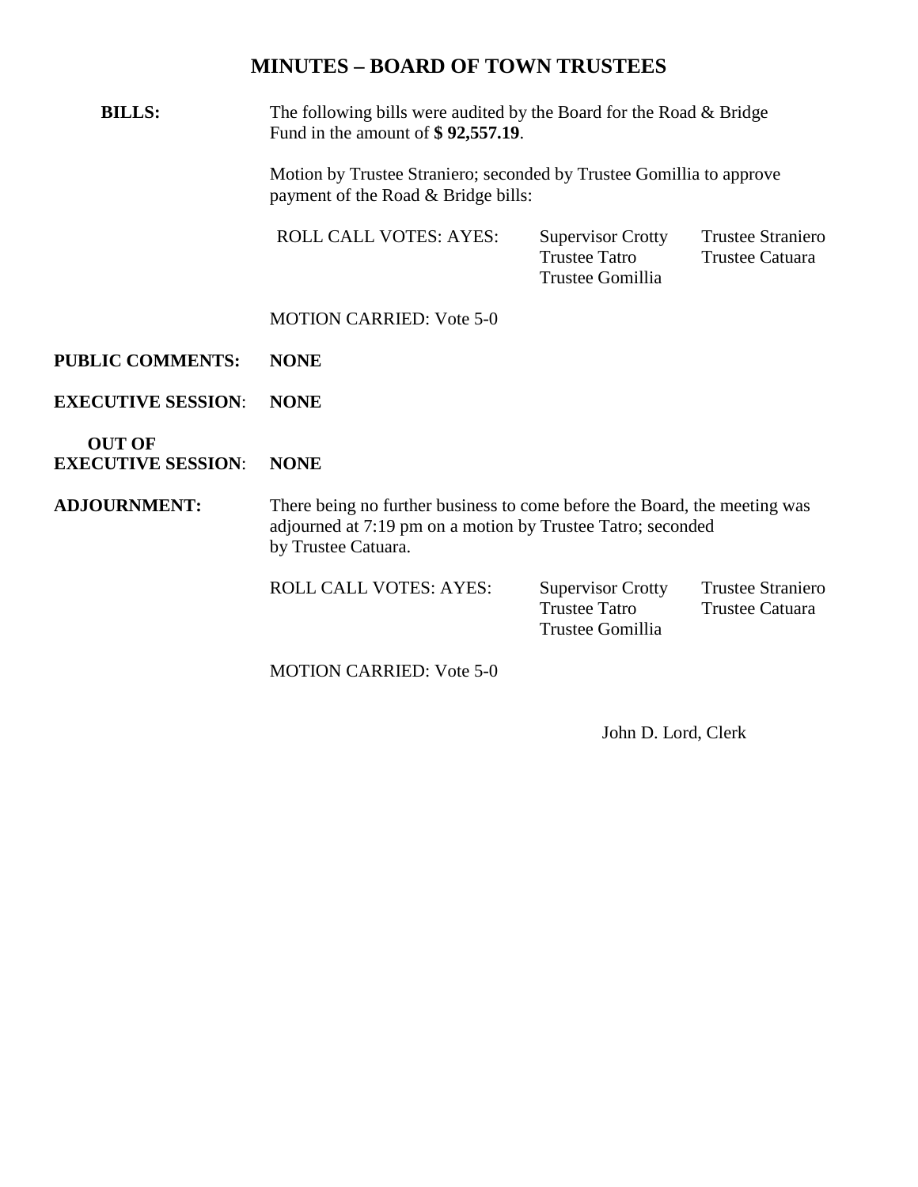# MINUTES – BOARD OF TOWN TRUSTEES

**BILLS:** The following bills were audited by the Board for the Road & Bridge Fund in the amount of **$ 92,557.19**.

Motion by Trustee Straniero; seconded by Trustee Gomillia to approve payment of the Road & Bridge bills:

| | | |
|---|---|---|
| ROLL CALL VOTES: AYES: | Supervisor Crotty | Trustee Straniero |
| | Trustee Tatro | Trustee Catuara |
| | Trustee Gomillia | |

MOTION CARRIED: Vote 5-0

**PUBLIC COMMENTS:** **NONE**

**EXECUTIVE SESSION**: **NONE**

**OUT OF EXECUTIVE SESSION**: **NONE**

**ADJOURNMENT:** There being no further business to come before the Board, the meeting was adjourned at 7:19 pm on a motion by Trustee Tatro; seconded by Trustee Catuara.

| | | |
|---|---|---|
| ROLL CALL VOTES: AYES: | Supervisor Crotty | Trustee Straniero |
| | Trustee Tatro | Trustee Catuara |
| | Trustee Gomillia | |

MOTION CARRIED: Vote 5-0

John D. Lord, Clerk